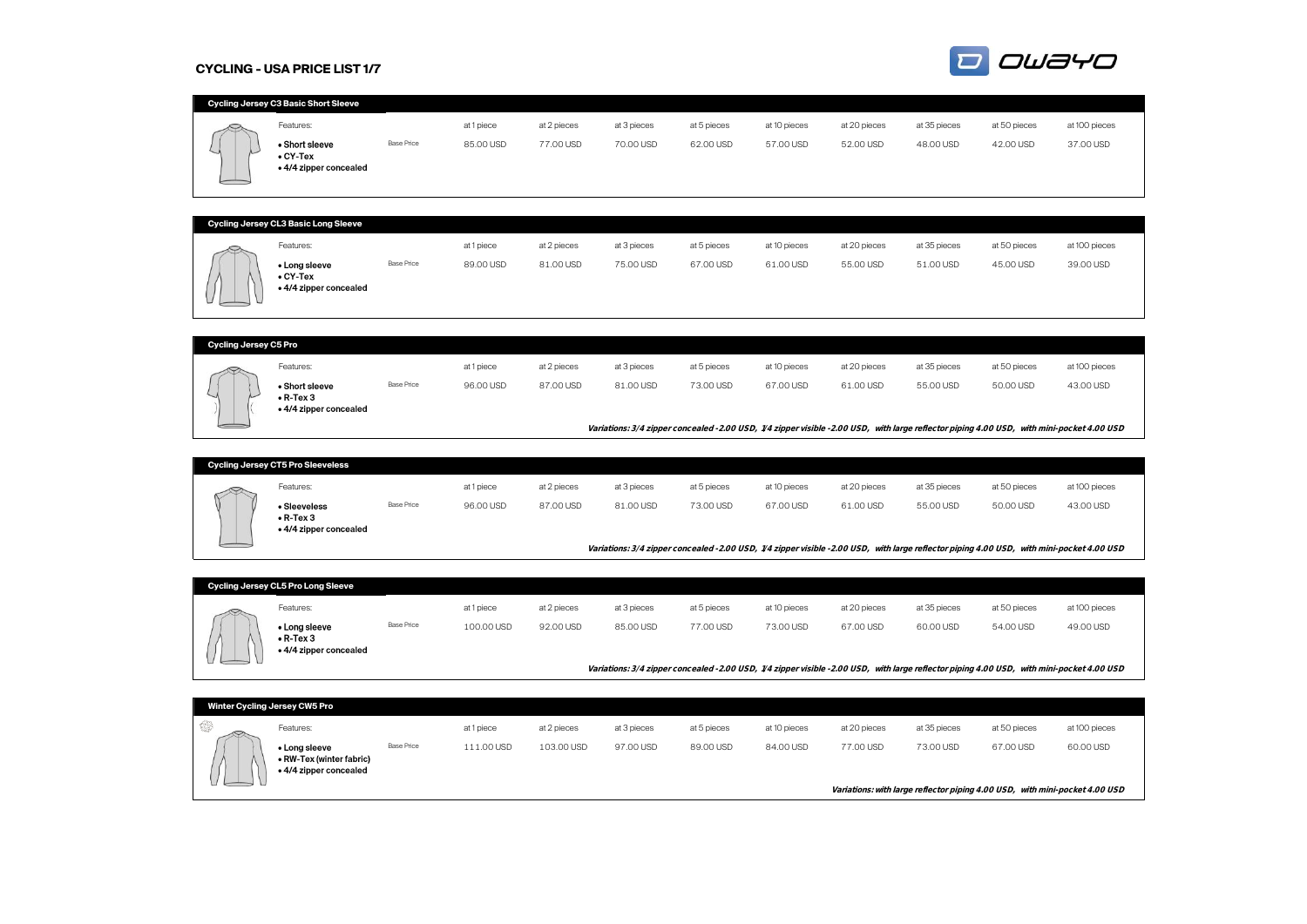# CYCLING - USA PRICE LIST 1/7

## Cycling Jersey C3 Basic Short Sleeve

Features:

- **Short sleeve**
- **CY-Tex**
- **4/4 zipper concealed**

| | at 1 piece | at 2 pieces | at 3 pieces | at 5 pieces | at 10 pieces | at 20 pieces | at 35 pieces | at 50 pieces | at 100 pieces |
|---|---|---|---|---|---|---|---|---|---|
| Base Price | 85.00 USD | 77.00 USD | 70.00 USD | 62.00 USD | 57.00 USD | 52.00 USD | 48.00 USD | 42.00 USD | 37.00 USD |

## Cycling Jersey CL3 Basic Long Sleeve

Features:

- **Long sleeve**
- **CY-Tex**
- **4/4 zipper concealed**

| | at 1 piece | at 2 pieces | at 3 pieces | at 5 pieces | at 10 pieces | at 20 pieces | at 35 pieces | at 50 pieces | at 100 pieces |
|---|---|---|---|---|---|---|---|---|---|
| Base Price | 89.00 USD | 81.00 USD | 75.00 USD | 67.00 USD | 61.00 USD | 55.00 USD | 51.00 USD | 45.00 USD | 39.00 USD |

## Cycling Jersey C5 Pro

Features:

- **Short sleeve**
- **R-Tex 3**
- **4/4 zipper concealed**

| | at 1 piece | at 2 pieces | at 3 pieces | at 5 pieces | at 10 pieces | at 20 pieces | at 35 pieces | at 50 pieces | at 100 pieces |
|---|---|---|---|---|---|---|---|---|---|
| Base Price | 96.00 USD | 87.00 USD | 81.00 USD | 73.00 USD | 67.00 USD | 61.00 USD | 55.00 USD | 50.00 USD | 43.00 USD |

***Variations: 3/4 zipper concealed -2.00 USD, 1/4 zipper visible -2.00 USD, with large reflector piping 4.00 USD, with mini-pocket 4.00 USD***

## Cycling Jersey CT5 Pro Sleeveless

Features:

- **Sleeveless**
- **R-Tex 3**
- **4/4 zipper concealed**

| | at 1 piece | at 2 pieces | at 3 pieces | at 5 pieces | at 10 pieces | at 20 pieces | at 35 pieces | at 50 pieces | at 100 pieces |
|---|---|---|---|---|---|---|---|---|---|
| Base Price | 96.00 USD | 87.00 USD | 81.00 USD | 73.00 USD | 67.00 USD | 61.00 USD | 55.00 USD | 50.00 USD | 43.00 USD |

***Variations: 3/4 zipper concealed -2.00 USD, 1/4 zipper visible -2.00 USD, with large reflector piping 4.00 USD, with mini-pocket 4.00 USD***

## Cycling Jersey CL5 Pro Long Sleeve

Features:

- **Long sleeve**
- **R-Tex 3**
- **4/4 zipper concealed**

| | at 1 piece | at 2 pieces | at 3 pieces | at 5 pieces | at 10 pieces | at 20 pieces | at 35 pieces | at 50 pieces | at 100 pieces |
|---|---|---|---|---|---|---|---|---|---|
| Base Price | 100.00 USD | 92.00 USD | 85.00 USD | 77.00 USD | 73.00 USD | 67.00 USD | 60.00 USD | 54.00 USD | 49.00 USD |

***Variations: 3/4 zipper concealed -2.00 USD, 1/4 zipper visible -2.00 USD, with large reflector piping 4.00 USD, with mini-pocket 4.00 USD***

## Winter Cycling Jersey CW5 Pro

Features:

- **Long sleeve**
- **RW-Tex (winter fabric)**
- **4/4 zipper concealed**

| | at 1 piece | at 2 pieces | at 3 pieces | at 5 pieces | at 10 pieces | at 20 pieces | at 35 pieces | at 50 pieces | at 100 pieces |
|---|---|---|---|---|---|---|---|---|---|
| Base Price | 111.00 USD | 103.00 USD | 97.00 USD | 89.00 USD | 84.00 USD | 77.00 USD | 73.00 USD | 67.00 USD | 60.00 USD |

***Variations: with large reflector piping 4.00 USD, with mini-pocket 4.00 USD***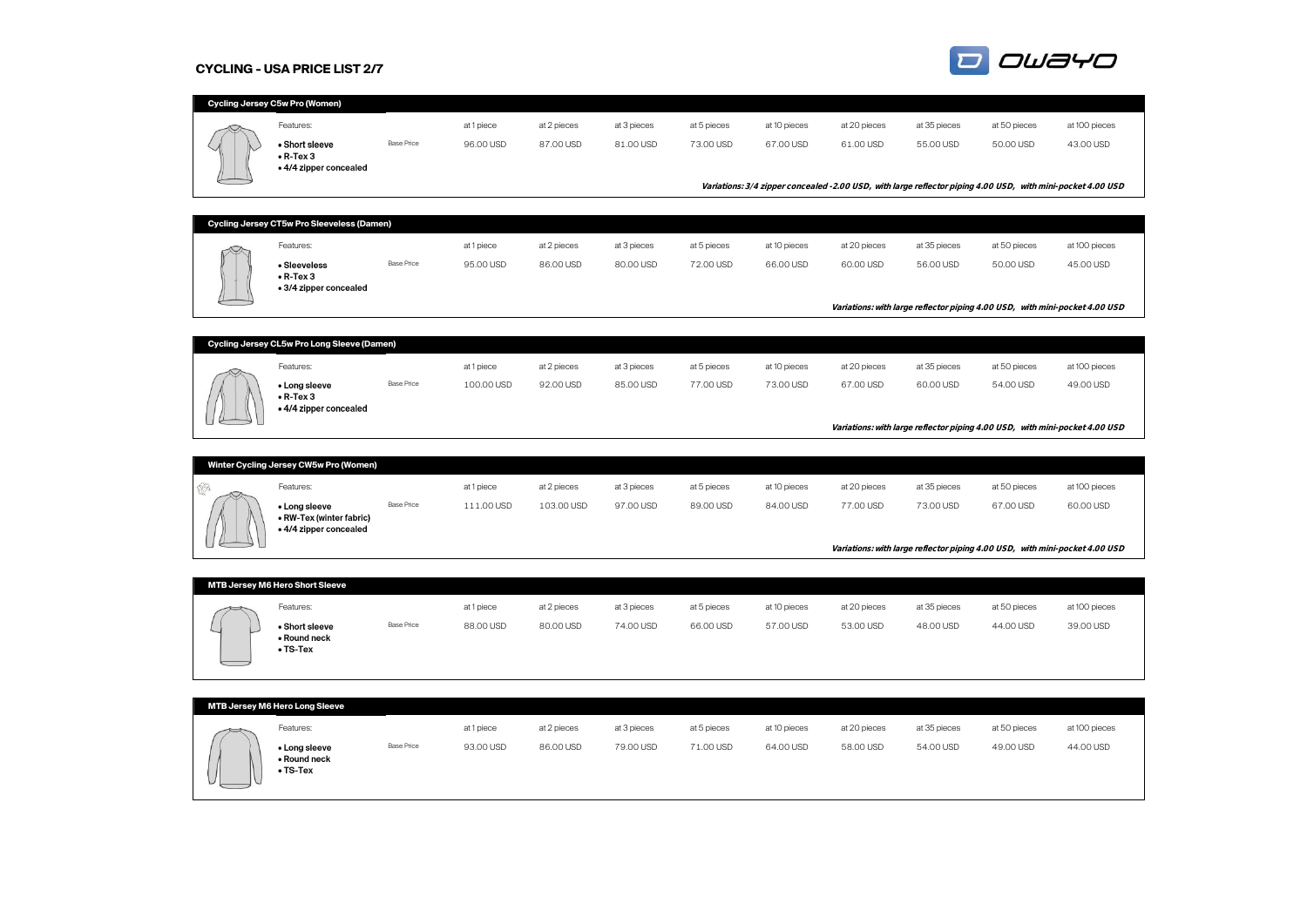# CYCLING - USA PRICE LIST 2/7

## Cycling Jersey C5w Pro (Women)

| Features: | | at 1 piece | at 2 pieces | at 3 pieces | at 5 pieces | at 10 pieces | at 20 pieces | at 35 pieces | at 50 pieces | at 100 pieces |
|---|---|---|---|---|---|---|---|---|---|---|
| **• Short sleeve**<br>**• R-Tex 3**<br>**• 4/4 zipper concealed** | Base Price | 96.00 USD | 87.00 USD | 81.00 USD | 73.00 USD | 67.00 USD | 61.00 USD | 55.00 USD | 50.00 USD | 43.00 USD |

***Variations: 3/4 zipper concealed -2.00 USD, with large reflector piping 4.00 USD, with mini-pocket 4.00 USD***

## Cycling Jersey CT5w Pro Sleeveless (Damen)

| Features: | | at 1 piece | at 2 pieces | at 3 pieces | at 5 pieces | at 10 pieces | at 20 pieces | at 35 pieces | at 50 pieces | at 100 pieces |
|---|---|---|---|---|---|---|---|---|---|---|
| **• Sleeveless**<br>**• R-Tex 3**<br>**• 3/4 zipper concealed** | Base Price | 95.00 USD | 86.00 USD | 80.00 USD | 72.00 USD | 66.00 USD | 60.00 USD | 56.00 USD | 50.00 USD | 45.00 USD |

***Variations: with large reflector piping 4.00 USD, with mini-pocket 4.00 USD***

## Cycling Jersey CL5w Pro Long Sleeve (Damen)

| Features: | | at 1 piece | at 2 pieces | at 3 pieces | at 5 pieces | at 10 pieces | at 20 pieces | at 35 pieces | at 50 pieces | at 100 pieces |
|---|---|---|---|---|---|---|---|---|---|---|
| **• Long sleeve**<br>**• R-Tex 3**<br>**• 4/4 zipper concealed** | Base Price | 100.00 USD | 92.00 USD | 85.00 USD | 77.00 USD | 73.00 USD | 67.00 USD | 60.00 USD | 54.00 USD | 49.00 USD |

***Variations: with large reflector piping 4.00 USD, with mini-pocket 4.00 USD***

## Winter Cycling Jersey CW5w Pro (Women)

| Features: | | at 1 piece | at 2 pieces | at 3 pieces | at 5 pieces | at 10 pieces | at 20 pieces | at 35 pieces | at 50 pieces | at 100 pieces |
|---|---|---|---|---|---|---|---|---|---|---|
| **• Long sleeve**<br>**• RW-Tex (winter fabric)**<br>**• 4/4 zipper concealed** | Base Price | 111.00 USD | 103.00 USD | 97.00 USD | 89.00 USD | 84.00 USD | 77.00 USD | 73.00 USD | 67.00 USD | 60.00 USD |

***Variations: with large reflector piping 4.00 USD, with mini-pocket 4.00 USD***

## MTB Jersey M6 Hero Short Sleeve

| Features: | | at 1 piece | at 2 pieces | at 3 pieces | at 5 pieces | at 10 pieces | at 20 pieces | at 35 pieces | at 50 pieces | at 100 pieces |
|---|---|---|---|---|---|---|---|---|---|---|
| **• Short sleeve**<br>**• Round neck**<br>**• TS-Tex** | Base Price | 88.00 USD | 80.00 USD | 74.00 USD | 66.00 USD | 57.00 USD | 53.00 USD | 48.00 USD | 44.00 USD | 39.00 USD |

## MTB Jersey M6 Hero Long Sleeve

| Features: | | at 1 piece | at 2 pieces | at 3 pieces | at 5 pieces | at 10 pieces | at 20 pieces | at 35 pieces | at 50 pieces | at 100 pieces |
|---|---|---|---|---|---|---|---|---|---|---|
| **• Long sleeve**<br>**• Round neck**<br>**• TS-Tex** | Base Price | 93.00 USD | 86.00 USD | 79.00 USD | 71.00 USD | 64.00 USD | 58.00 USD | 54.00 USD | 49.00 USD | 44.00 USD |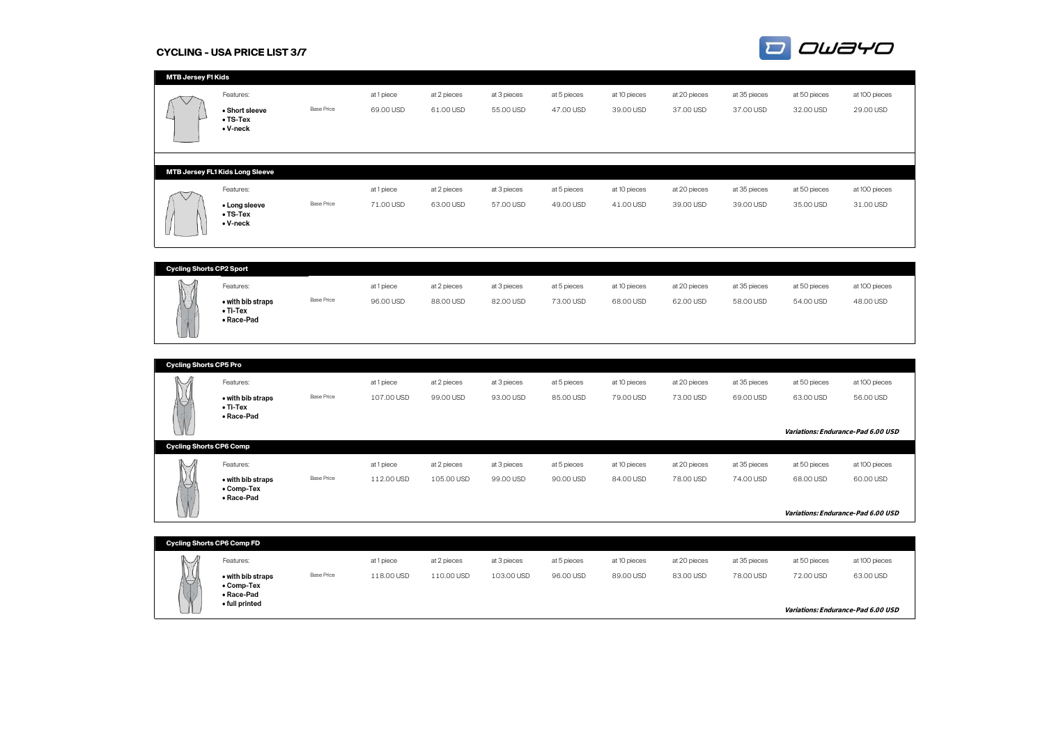# CYCLING - USA PRICE LIST 3/7

## MTB Jersey F1 Kids

| Features: | | at 1 piece | at 2 pieces | at 3 pieces | at 5 pieces | at 10 pieces | at 20 pieces | at 35 pieces | at 50 pieces | at 100 pieces |
|---|---|---|---|---|---|---|---|---|---|---|
| • **Short sleeve**<br>• **TS-Tex**<br>• **V-neck** | Base Price | 69.00 USD | 61.00 USD | 55.00 USD | 47.00 USD | 39.00 USD | 37.00 USD | 37.00 USD | 32.00 USD | 29.00 USD |

## MTB Jersey FL1 Kids Long Sleeve

| Features: | | at 1 piece | at 2 pieces | at 3 pieces | at 5 pieces | at 10 pieces | at 20 pieces | at 35 pieces | at 50 pieces | at 100 pieces |
|---|---|---|---|---|---|---|---|---|---|---|
| • **Long sleeve**<br>• **TS-Tex**<br>• **V-neck** | Base Price | 71.00 USD | 63.00 USD | 57.00 USD | 49.00 USD | 41.00 USD | 39.00 USD | 39.00 USD | 35.00 USD | 31.00 USD |

## Cycling Shorts CP2 Sport

| Features: | | at 1 piece | at 2 pieces | at 3 pieces | at 5 pieces | at 10 pieces | at 20 pieces | at 35 pieces | at 50 pieces | at 100 pieces |
|---|---|---|---|---|---|---|---|---|---|---|
| • **with bib straps**<br>• **Ti-Tex**<br>• **Race-Pad** | Base Price | 96.00 USD | 88.00 USD | 82.00 USD | 73.00 USD | 68.00 USD | 62.00 USD | 58.00 USD | 54.00 USD | 48.00 USD |

## Cycling Shorts CP5 Pro

| Features: | | at 1 piece | at 2 pieces | at 3 pieces | at 5 pieces | at 10 pieces | at 20 pieces | at 35 pieces | at 50 pieces | at 100 pieces |
|---|---|---|---|---|---|---|---|---|---|---|
| • **with bib straps**<br>• **Ti-Tex**<br>• **Race-Pad** | Base Price | 107.00 USD | 99.00 USD | 93.00 USD | 85.00 USD | 79.00 USD | 73.00 USD | 69.00 USD | 63.00 USD | 56.00 USD |

***Variations: Endurance-Pad 6.00 USD***

## Cycling Shorts CP6 Comp

| Features: | | at 1 piece | at 2 pieces | at 3 pieces | at 5 pieces | at 10 pieces | at 20 pieces | at 35 pieces | at 50 pieces | at 100 pieces |
|---|---|---|---|---|---|---|---|---|---|---|
| • **with bib straps**<br>• **Comp-Tex**<br>• **Race-Pad** | Base Price | 112.00 USD | 105.00 USD | 99.00 USD | 90.00 USD | 84.00 USD | 78.00 USD | 74.00 USD | 68.00 USD | 60.00 USD |

***Variations: Endurance-Pad 6.00 USD***

## Cycling Shorts CP6 Comp FD

| Features: | | at 1 piece | at 2 pieces | at 3 pieces | at 5 pieces | at 10 pieces | at 20 pieces | at 35 pieces | at 50 pieces | at 100 pieces |
|---|---|---|---|---|---|---|---|---|---|---|
| • **with bib straps**<br>• **Comp-Tex**<br>• **Race-Pad**<br>• **full printed** | Base Price | 118.00 USD | 110.00 USD | 103.00 USD | 96.00 USD | 89.00 USD | 83.00 USD | 78.00 USD | 72.00 USD | 63.00 USD |

***Variations: Endurance-Pad 6.00 USD***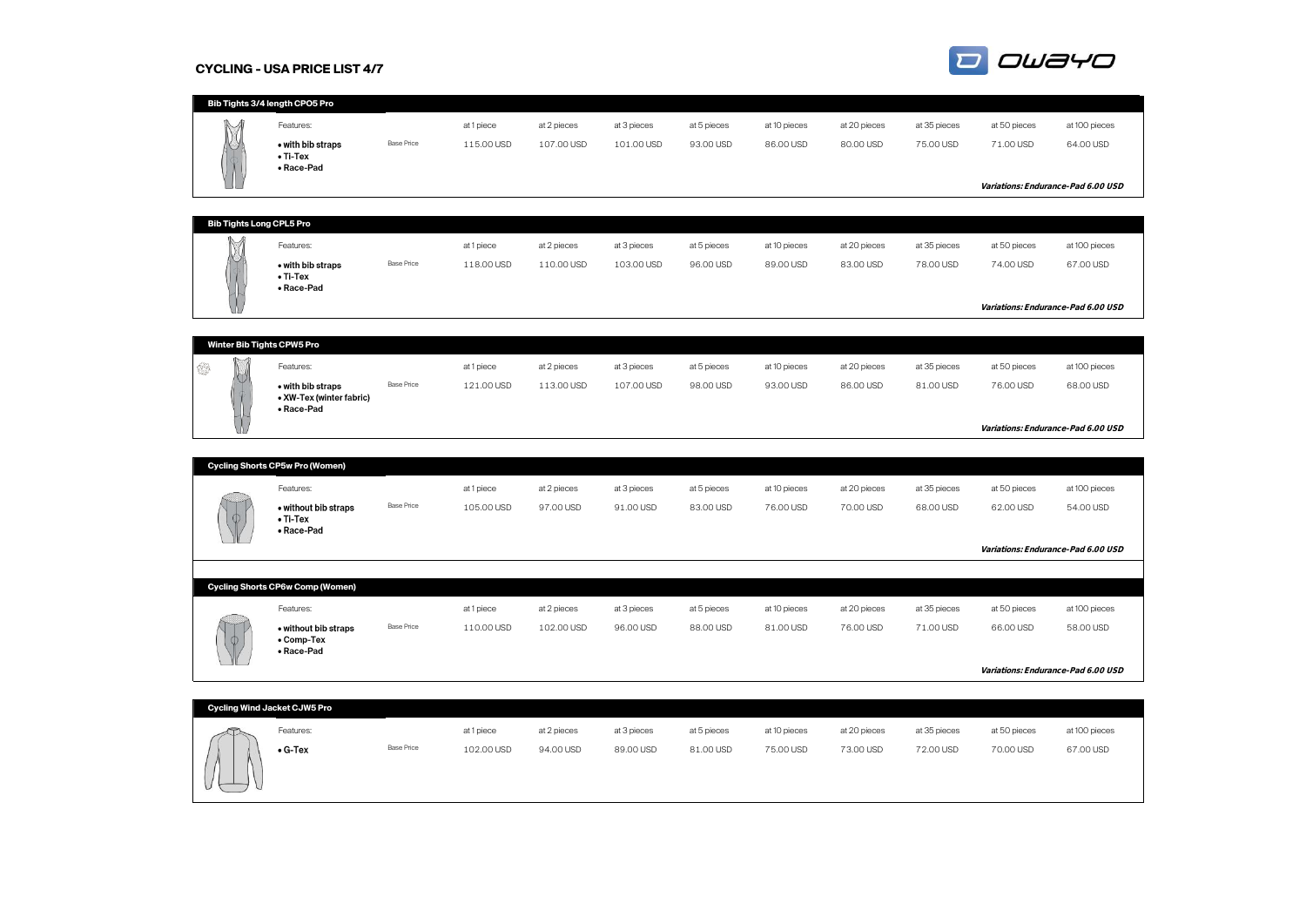# CYCLING - USA PRICE LIST 4/7

## Bib Tights 3/4 length CPO5 Pro

| Features: | | at 1 piece | at 2 pieces | at 3 pieces | at 5 pieces | at 10 pieces | at 20 pieces | at 35 pieces | at 50 pieces | at 100 pieces |
|---|---|---|---|---|---|---|---|---|---|---|
| • **with bib straps**<br>• **Ti-Tex**<br>• **Race-Pad** | Base Price | 115.00 USD | 107.00 USD | 101.00 USD | 93.00 USD | 86.00 USD | 80.00 USD | 75.00 USD | 71.00 USD | 64.00 USD |

***Variations: Endurance-Pad 6.00 USD***

## Bib Tights Long CPL5 Pro

| Features: | | at 1 piece | at 2 pieces | at 3 pieces | at 5 pieces | at 10 pieces | at 20 pieces | at 35 pieces | at 50 pieces | at 100 pieces |
|---|---|---|---|---|---|---|---|---|---|---|
| • **with bib straps**<br>• **Ti-Tex**<br>• **Race-Pad** | Base Price | 118.00 USD | 110.00 USD | 103.00 USD | 96.00 USD | 89.00 USD | 83.00 USD | 78.00 USD | 74.00 USD | 67.00 USD |

***Variations: Endurance-Pad 6.00 USD***

## Winter Bib Tights CPW5 Pro

| Features: | | at 1 piece | at 2 pieces | at 3 pieces | at 5 pieces | at 10 pieces | at 20 pieces | at 35 pieces | at 50 pieces | at 100 pieces |
|---|---|---|---|---|---|---|---|---|---|---|
| • **with bib straps**<br>• **XW-Tex (winter fabric)**<br>• **Race-Pad** | Base Price | 121.00 USD | 113.00 USD | 107.00 USD | 98.00 USD | 93.00 USD | 86.00 USD | 81.00 USD | 76.00 USD | 68.00 USD |

***Variations: Endurance-Pad 6.00 USD***

## Cycling Shorts CP5w Pro (Women)

| Features: | | at 1 piece | at 2 pieces | at 3 pieces | at 5 pieces | at 10 pieces | at 20 pieces | at 35 pieces | at 50 pieces | at 100 pieces |
|---|---|---|---|---|---|---|---|---|---|---|
| • **without bib straps**<br>• **Ti-Tex**<br>• **Race-Pad** | Base Price | 105.00 USD | 97.00 USD | 91.00 USD | 83.00 USD | 76.00 USD | 70.00 USD | 68.00 USD | 62.00 USD | 54.00 USD |

***Variations: Endurance-Pad 6.00 USD***

## Cycling Shorts CP6w Comp (Women)

| Features: | | at 1 piece | at 2 pieces | at 3 pieces | at 5 pieces | at 10 pieces | at 20 pieces | at 35 pieces | at 50 pieces | at 100 pieces |
|---|---|---|---|---|---|---|---|---|---|---|
| • **without bib straps**<br>• **Comp-Tex**<br>• **Race-Pad** | Base Price | 110.00 USD | 102.00 USD | 96.00 USD | 88.00 USD | 81.00 USD | 76.00 USD | 71.00 USD | 66.00 USD | 58.00 USD |

***Variations: Endurance-Pad 6.00 USD***

## Cycling Wind Jacket CJW5 Pro

| Features: | | at 1 piece | at 2 pieces | at 3 pieces | at 5 pieces | at 10 pieces | at 20 pieces | at 35 pieces | at 50 pieces | at 100 pieces |
|---|---|---|---|---|---|---|---|---|---|---|
| • **G-Tex** | Base Price | 102.00 USD | 94.00 USD | 89.00 USD | 81.00 USD | 75.00 USD | 73.00 USD | 72.00 USD | 70.00 USD | 67.00 USD |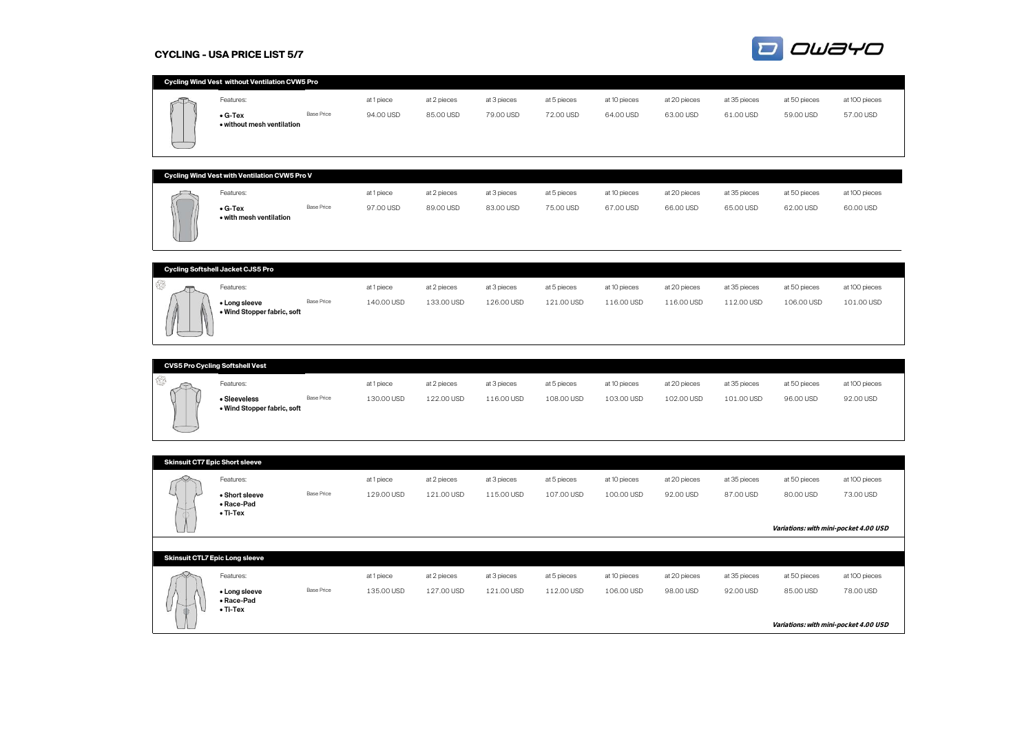# CYCLING - USA PRICE LIST 5/7

## Cycling Wind Vest without Ventilation CVW5 Pro

| Features: | | at 1 piece | at 2 pieces | at 3 pieces | at 5 pieces | at 10 pieces | at 20 pieces | at 35 pieces | at 50 pieces | at 100 pieces |
|---|---|---|---|---|---|---|---|---|---|---|
| **• G-Tex**<br>**• without mesh ventilation** | Base Price | 94.00 USD | 85.00 USD | 79.00 USD | 72.00 USD | 64.00 USD | 63.00 USD | 61.00 USD | 59.00 USD | 57.00 USD |

## Cycling Wind Vest with Ventilation CVW5 Pro V

| Features: | | at 1 piece | at 2 pieces | at 3 pieces | at 5 pieces | at 10 pieces | at 20 pieces | at 35 pieces | at 50 pieces | at 100 pieces |
|---|---|---|---|---|---|---|---|---|---|---|
| **• G-Tex**<br>**• with mesh ventilation** | Base Price | 97.00 USD | 89.00 USD | 83.00 USD | 75.00 USD | 67.00 USD | 66.00 USD | 65.00 USD | 62.00 USD | 60.00 USD |

## Cycling Softshell Jacket CJS5 Pro

| Features: | | at 1 piece | at 2 pieces | at 3 pieces | at 5 pieces | at 10 pieces | at 20 pieces | at 35 pieces | at 50 pieces | at 100 pieces |
|---|---|---|---|---|---|---|---|---|---|---|
| **• Long sleeve**<br>**• Wind Stopper fabric, soft** | Base Price | 140.00 USD | 133.00 USD | 126.00 USD | 121.00 USD | 116.00 USD | 116.00 USD | 112.00 USD | 106.00 USD | 101.00 USD |

## CVS5 Pro Cycling Softshell Vest

| Features: | | at 1 piece | at 2 pieces | at 3 pieces | at 5 pieces | at 10 pieces | at 20 pieces | at 35 pieces | at 50 pieces | at 100 pieces |
|---|---|---|---|---|---|---|---|---|---|---|
| **• Sleeveless**<br>**• Wind Stopper fabric, soft** | Base Price | 130.00 USD | 122.00 USD | 116.00 USD | 108.00 USD | 103.00 USD | 102.00 USD | 101.00 USD | 96.00 USD | 92.00 USD |

## Skinsuit CT7 Epic Short sleeve

| Features: | | at 1 piece | at 2 pieces | at 3 pieces | at 5 pieces | at 10 pieces | at 20 pieces | at 35 pieces | at 50 pieces | at 100 pieces |
|---|---|---|---|---|---|---|---|---|---|---|
| **• Short sleeve**<br>**• Race-Pad**<br>**• Ti-Tex** | Base Price | 129.00 USD | 121.00 USD | 115.00 USD | 107.00 USD | 100.00 USD | 92.00 USD | 87.00 USD | 80.00 USD | 73.00 USD |

***Variations: with mini-pocket 4.00 USD***

## Skinsuit CTL7 Epic Long sleeve

| Features: | | at 1 piece | at 2 pieces | at 3 pieces | at 5 pieces | at 10 pieces | at 20 pieces | at 35 pieces | at 50 pieces | at 100 pieces |
|---|---|---|---|---|---|---|---|---|---|---|
| **• Long sleeve**<br>**• Race-Pad**<br>**• Ti-Tex** | Base Price | 135.00 USD | 127.00 USD | 121.00 USD | 112.00 USD | 106.00 USD | 98.00 USD | 92.00 USD | 85.00 USD | 78.00 USD |

***Variations: with mini-pocket 4.00 USD***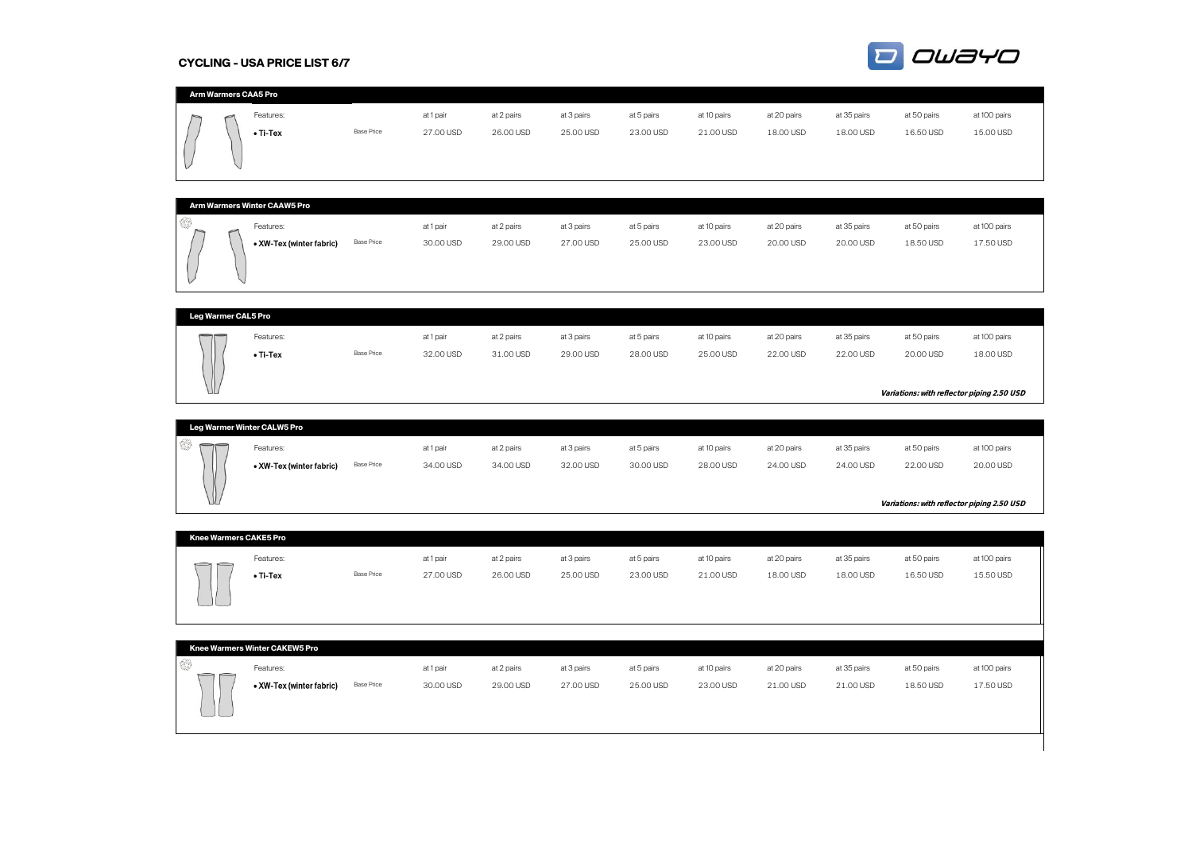# CYCLING - USA PRICE LIST 6/7

## Arm Warmers CAA5 Pro

| Features: | | at 1 pair | at 2 pairs | at 3 pairs | at 5 pairs | at 10 pairs | at 20 pairs | at 35 pairs | at 50 pairs | at 100 pairs |
|---|---|---|---|---|---|---|---|---|---|---|
| • **Ti-Tex** | Base Price | 27.00 USD | 26.00 USD | 25.00 USD | 23.00 USD | 21.00 USD | 18.00 USD | 18.00 USD | 16.50 USD | 15.00 USD |

## Arm Warmers Winter CAAW5 Pro

| Features: | | at 1 pair | at 2 pairs | at 3 pairs | at 5 pairs | at 10 pairs | at 20 pairs | at 35 pairs | at 50 pairs | at 100 pairs |
|---|---|---|---|---|---|---|---|---|---|---|
| • **XW-Tex (winter fabric)** | Base Price | 30.00 USD | 29.00 USD | 27.00 USD | 25.00 USD | 23.00 USD | 20.00 USD | 20.00 USD | 18.50 USD | 17.50 USD |

## Leg Warmer CAL5 Pro

| Features: | | at 1 pair | at 2 pairs | at 3 pairs | at 5 pairs | at 10 pairs | at 20 pairs | at 35 pairs | at 50 pairs | at 100 pairs |
|---|---|---|---|---|---|---|---|---|---|---|
| • **Ti-Tex** | Base Price | 32.00 USD | 31.00 USD | 29.00 USD | 28.00 USD | 25.00 USD | 22.00 USD | 22.00 USD | 20.00 USD | 18.00 USD |

***Variations: with reflector piping 2.50 USD***

## Leg Warmer Winter CALW5 Pro

| Features: | | at 1 pair | at 2 pairs | at 3 pairs | at 5 pairs | at 10 pairs | at 20 pairs | at 35 pairs | at 50 pairs | at 100 pairs |
|---|---|---|---|---|---|---|---|---|---|---|
| • **XW-Tex (winter fabric)** | Base Price | 34.00 USD | 34.00 USD | 32.00 USD | 30.00 USD | 28.00 USD | 24.00 USD | 24.00 USD | 22.00 USD | 20.00 USD |

***Variations: with reflector piping 2.50 USD***

## Knee Warmers CAKE5 Pro

| Features: | | at 1 pair | at 2 pairs | at 3 pairs | at 5 pairs | at 10 pairs | at 20 pairs | at 35 pairs | at 50 pairs | at 100 pairs |
|---|---|---|---|---|---|---|---|---|---|---|
| • **Ti-Tex** | Base Price | 27.00 USD | 26.00 USD | 25.00 USD | 23.00 USD | 21.00 USD | 18.00 USD | 18.00 USD | 16.50 USD | 15.50 USD |

## Knee Warmers Winter CAKEW5 Pro

| Features: | | at 1 pair | at 2 pairs | at 3 pairs | at 5 pairs | at 10 pairs | at 20 pairs | at 35 pairs | at 50 pairs | at 100 pairs |
|---|---|---|---|---|---|---|---|---|---|---|
| • **XW-Tex (winter fabric)** | Base Price | 30.00 USD | 29.00 USD | 27.00 USD | 25.00 USD | 23.00 USD | 21.00 USD | 21.00 USD | 18.50 USD | 17.50 USD |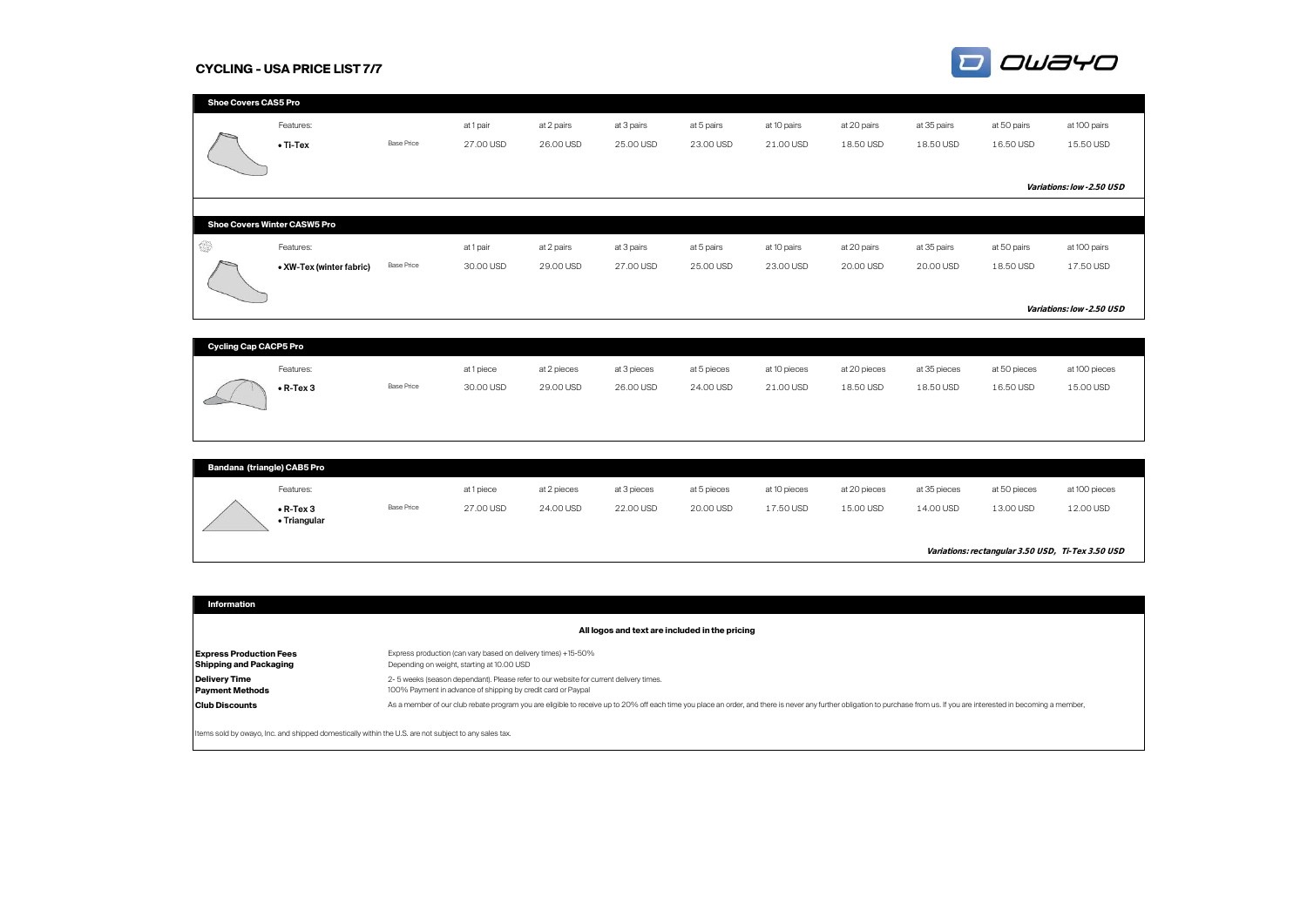# CYCLING - USA PRICE LIST 7/7

## Shoe Covers CAS5 Pro

| Features: | | at 1 pair | at 2 pairs | at 3 pairs | at 5 pairs | at 10 pairs | at 20 pairs | at 35 pairs | at 50 pairs | at 100 pairs |
|---|---|---|---|---|---|---|---|---|---|---|
| • **Ti-Tex** | Base Price | 27.00 USD | 26.00 USD | 25.00 USD | 23.00 USD | 21.00 USD | 18.50 USD | 18.50 USD | 16.50 USD | 15.50 USD |

***Variations: low -2.50 USD***

## Shoe Covers Winter CASW5 Pro

| Features: | | at 1 pair | at 2 pairs | at 3 pairs | at 5 pairs | at 10 pairs | at 20 pairs | at 35 pairs | at 50 pairs | at 100 pairs |
|---|---|---|---|---|---|---|---|---|---|---|
| • **XW-Tex (winter fabric)** | Base Price | 30.00 USD | 29.00 USD | 27.00 USD | 25.00 USD | 23.00 USD | 20.00 USD | 20.00 USD | 18.50 USD | 17.50 USD |

***Variations: low -2.50 USD***

## Cycling Cap CACP5 Pro

| Features: | | at 1 piece | at 2 pieces | at 3 pieces | at 5 pieces | at 10 pieces | at 20 pieces | at 35 pieces | at 50 pieces | at 100 pieces |
|---|---|---|---|---|---|---|---|---|---|---|
| • **R-Tex 3** | Base Price | 30.00 USD | 29.00 USD | 26.00 USD | 24.00 USD | 21.00 USD | 18.50 USD | 18.50 USD | 16.50 USD | 15.00 USD |

## Bandana (triangle) CAB5 Pro

| Features: | | at 1 piece | at 2 pieces | at 3 pieces | at 5 pieces | at 10 pieces | at 20 pieces | at 35 pieces | at 50 pieces | at 100 pieces |
|---|---|---|---|---|---|---|---|---|---|---|
| • **R-Tex 3**<br>• **Triangular** | Base Price | 27.00 USD | 24.00 USD | 22.00 USD | 20.00 USD | 17.50 USD | 15.00 USD | 14.00 USD | 13.00 USD | 12.00 USD |

***Variations: rectangular 3.50 USD, Ti-Tex 3.50 USD***

## Information

**All logos and text are included in the pricing**

| | |
|---|---|
| **Express Production Fees** | Express production (can vary based on delivery times) +15-50% |
| **Shipping and Packaging** | Depending on weight, starting at 10.00 USD |
| **Delivery Time** | 2- 5 weeks (season dependant). Please refer to our website for current delivery times. |
| **Payment Methods** | 100% Payment in advance of shipping by credit card or Paypal |
| **Club Discounts** | As a member of our club rebate program you are eligible to receive up to 20% off each time you place an order, and there is never any further obligation to purchase from us. If you are interested in becoming a member, |

Items sold by owayo, Inc. and shipped domestically within the U.S. are not subject to any sales tax.